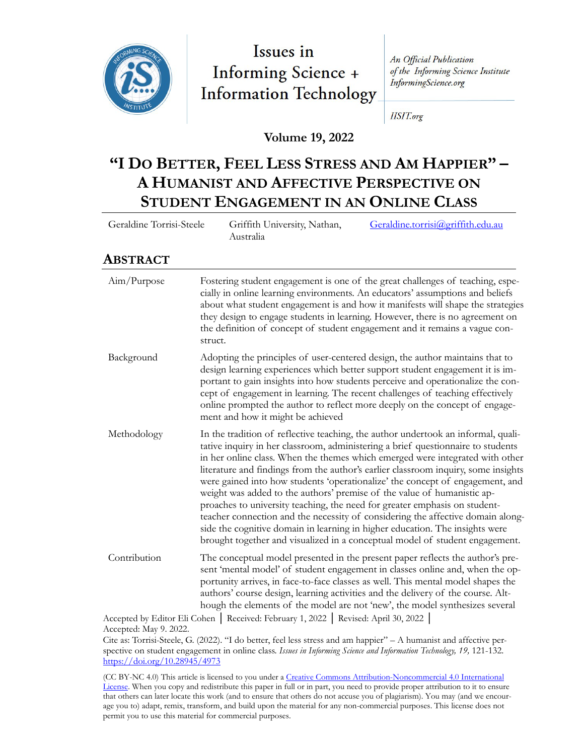Issues in Informing Science + Information Technology

*An Official Publication of the Informing Science Institute InformingScience.org*

*IISIT.org*

**Volume 19, 2022**

# "I Do Better, Feel Less Stress and Am Happier" – A Humanist and Affective Perspective on Student Engagement in an Online Class

Geraldine Torrisi-Steele | Griffith University, Nathan, Australia | Geraldine.torrisi@griffith.edu.au

## Abstract

| | |
|---|---|
| Aim/Purpose | Fostering student engagement is one of the great challenges of teaching, especially in online learning environments. An educators' assumptions and beliefs about what student engagement is and how it manifests will shape the strategies they design to engage students in learning. However, there is no agreement on the definition of concept of student engagement and it remains a vague construct. |
| Background | Adopting the principles of user-centered design, the author maintains that to design learning experiences which better support student engagement it is important to gain insights into how students perceive and operationalize the concept of engagement in learning. The recent challenges of teaching effectively online prompted the author to reflect more deeply on the concept of engagement and how it might be achieved |
| Methodology | In the tradition of reflective teaching, the author undertook an informal, qualitative inquiry in her classroom, administering a brief questionnaire to students in her online class. When the themes which emerged were integrated with other literature and findings from the author's earlier classroom inquiry, some insights were gained into how students 'operationalize' the concept of engagement, and weight was added to the authors' premise of the value of humanistic approaches to university teaching, the need for greater emphasis on student-teacher connection and the necessity of considering the affective domain alongside the cognitive domain in learning in higher education. The insights were brought together and visualized in a conceptual model of student engagement. |
| Contribution | The conceptual model presented in the present paper reflects the author's present 'mental model' of student engagement in classes online and, when the opportunity arrives, in face-to-face classes as well. This mental model shapes the authors' course design, learning activities and the delivery of the course. Although the elements of the model are not 'new', the model synthesizes several |

Accepted by Editor Eli Cohen │ Received: February 1, 2022 │ Revised: April 30, 2022 │ Accepted: May 9. 2022.

Cite as: Torrisi-Steele, G. (2022). "I do better, feel less stress and am happier" – A humanist and affective perspective on student engagement in online class. *Issues in Informing Science and Information Technology, 19,* 121-132. https://doi.org/10.28945/4973

(CC BY-NC 4.0) This article is licensed to you under a Creative Commons Attribution-Noncommercial 4.0 International License. When you copy and redistribute this paper in full or in part, you need to provide proper attribution to it to ensure that others can later locate this work (and to ensure that others do not accuse you of plagiarism). You may (and we encourage you to) adapt, remix, transform, and build upon the material for any non-commercial purposes. This license does not permit you to use this material for commercial purposes.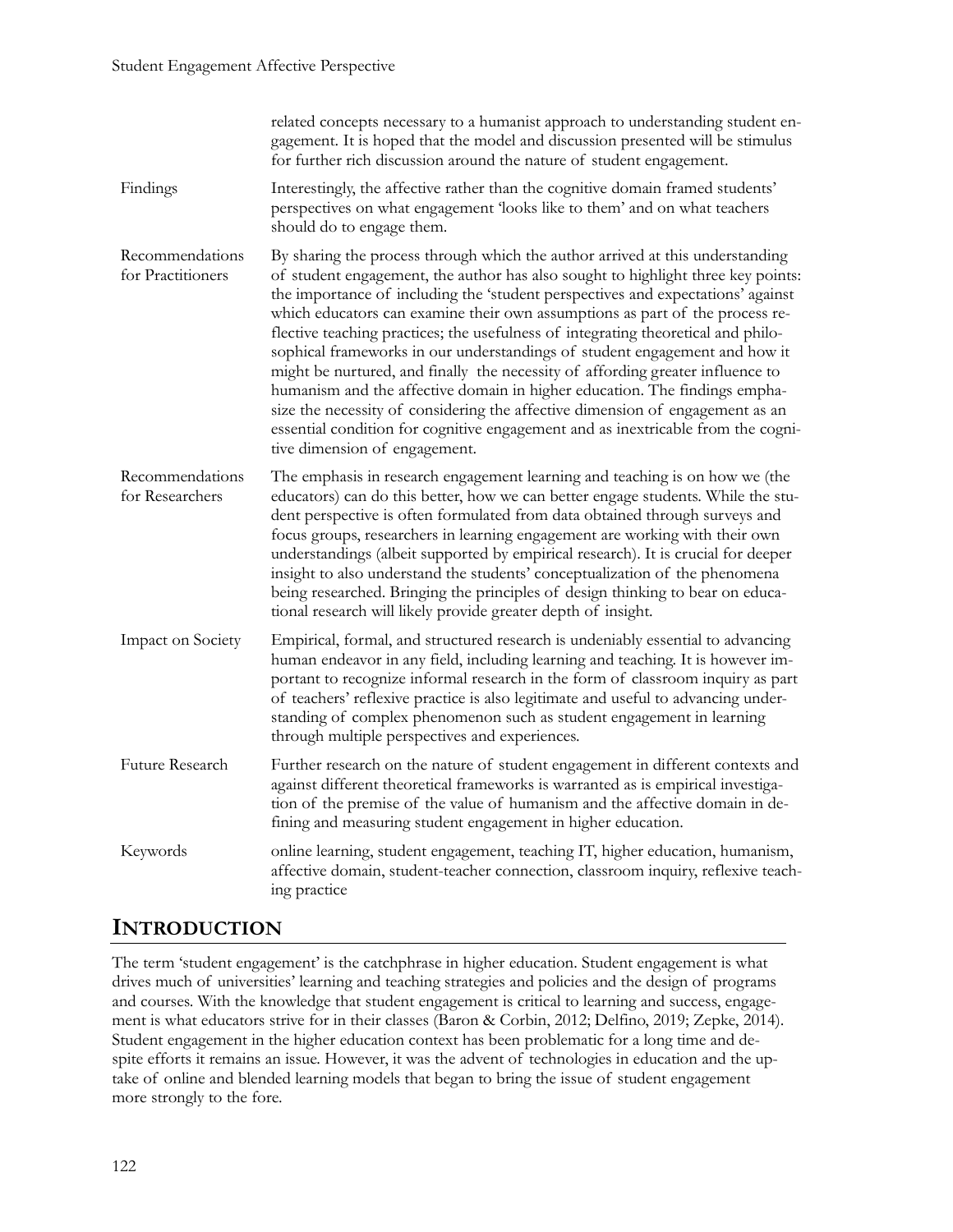| | |
|---|---|
| | related concepts necessary to a humanist approach to understanding student engagement. It is hoped that the model and discussion presented will be stimulus for further rich discussion around the nature of student engagement. |
| Findings | Interestingly, the affective rather than the cognitive domain framed students' perspectives on what engagement 'looks like to them' and on what teachers should do to engage them. |
| Recommendations for Practitioners | By sharing the process through which the author arrived at this understanding of student engagement, the author has also sought to highlight three key points: the importance of including the 'student perspectives and expectations' against which educators can examine their own assumptions as part of the process reflective teaching practices; the usefulness of integrating theoretical and philosophical frameworks in our understandings of student engagement and how it might be nurtured, and finally the necessity of affording greater influence to humanism and the affective domain in higher education. The findings emphasize the necessity of considering the affective dimension of engagement as an essential condition for cognitive engagement and as inextricable from the cognitive dimension of engagement. |
| Recommendations for Researchers | The emphasis in research engagement learning and teaching is on how we (the educators) can do this better, how we can better engage students. While the student perspective is often formulated from data obtained through surveys and focus groups, researchers in learning engagement are working with their own understandings (albeit supported by empirical research). It is crucial for deeper insight to also understand the students' conceptualization of the phenomena being researched. Bringing the principles of design thinking to bear on educational research will likely provide greater depth of insight. |
| Impact on Society | Empirical, formal, and structured research is undeniably essential to advancing human endeavor in any field, including learning and teaching. It is however important to recognize informal research in the form of classroom inquiry as part of teachers' reflexive practice is also legitimate and useful to advancing understanding of complex phenomenon such as student engagement in learning through multiple perspectives and experiences. |
| Future Research | Further research on the nature of student engagement in different contexts and against different theoretical frameworks is warranted as is empirical investigation of the premise of the value of humanism and the affective domain in defining and measuring student engagement in higher education. |
| Keywords | online learning, student engagement, teaching IT, higher education, humanism, affective domain, student-teacher connection, classroom inquiry, reflexive teaching practice |

## INTRODUCTION

The term 'student engagement' is the catchphrase in higher education. Student engagement is what drives much of universities' learning and teaching strategies and policies and the design of programs and courses. With the knowledge that student engagement is critical to learning and success, engagement is what educators strive for in their classes (Baron & Corbin, 2012; Delfino, 2019; Zepke, 2014). Student engagement in the higher education context has been problematic for a long time and despite efforts it remains an issue. However, it was the advent of technologies in education and the uptake of online and blended learning models that began to bring the issue of student engagement more strongly to the fore.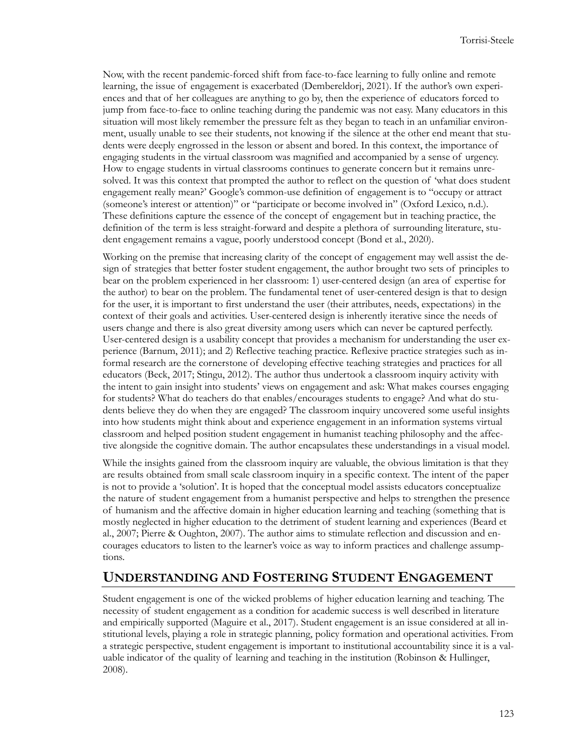Now, with the recent pandemic-forced shift from face-to-face learning to fully online and remote learning, the issue of engagement is exacerbated (Dembereldorj, 2021). If the author's own experiences and that of her colleagues are anything to go by, then the experience of educators forced to jump from face-to-face to online teaching during the pandemic was not easy. Many educators in this situation will most likely remember the pressure felt as they began to teach in an unfamiliar environment, usually unable to see their students, not knowing if the silence at the other end meant that students were deeply engrossed in the lesson or absent and bored. In this context, the importance of engaging students in the virtual classroom was magnified and accompanied by a sense of urgency. How to engage students in virtual classrooms continues to generate concern but it remains unresolved. It was this context that prompted the author to reflect on the question of 'what does student engagement really mean?' Google's common-use definition of engagement is to "occupy or attract (someone's interest or attention)" or "participate or become involved in" (Oxford Lexico, n.d.). These definitions capture the essence of the concept of engagement but in teaching practice, the definition of the term is less straight-forward and despite a plethora of surrounding literature, student engagement remains a vague, poorly understood concept (Bond et al., 2020).

Working on the premise that increasing clarity of the concept of engagement may well assist the design of strategies that better foster student engagement, the author brought two sets of principles to bear on the problem experienced in her classroom: 1) user-centered design (an area of expertise for the author) to bear on the problem. The fundamental tenet of user-centered design is that to design for the user, it is important to first understand the user (their attributes, needs, expectations) in the context of their goals and activities. User-centered design is inherently iterative since the needs of users change and there is also great diversity among users which can never be captured perfectly. User-centered design is a usability concept that provides a mechanism for understanding the user experience (Barnum, 2011); and 2) Reflective teaching practice. Reflexive practice strategies such as informal research are the cornerstone of developing effective teaching strategies and practices for all educators (Beck, 2017; Stingu, 2012). The author thus undertook a classroom inquiry activity with the intent to gain insight into students' views on engagement and ask: What makes courses engaging for students? What do teachers do that enables/encourages students to engage? And what do students believe they do when they are engaged? The classroom inquiry uncovered some useful insights into how students might think about and experience engagement in an information systems virtual classroom and helped position student engagement in humanist teaching philosophy and the affective alongside the cognitive domain. The author encapsulates these understandings in a visual model.

While the insights gained from the classroom inquiry are valuable, the obvious limitation is that they are results obtained from small scale classroom inquiry in a specific context. The intent of the paper is not to provide a 'solution'. It is hoped that the conceptual model assists educators conceptualize the nature of student engagement from a humanist perspective and helps to strengthen the presence of humanism and the affective domain in higher education learning and teaching (something that is mostly neglected in higher education to the detriment of student learning and experiences (Beard et al., 2007; Pierre & Oughton, 2007). The author aims to stimulate reflection and discussion and encourages educators to listen to the learner's voice as way to inform practices and challenge assumptions.

## Understanding and Fostering Student Engagement

Student engagement is one of the wicked problems of higher education learning and teaching. The necessity of student engagement as a condition for academic success is well described in literature and empirically supported (Maguire et al., 2017). Student engagement is an issue considered at all institutional levels, playing a role in strategic planning, policy formation and operational activities. From a strategic perspective, student engagement is important to institutional accountability since it is a valuable indicator of the quality of learning and teaching in the institution (Robinson & Hullinger, 2008).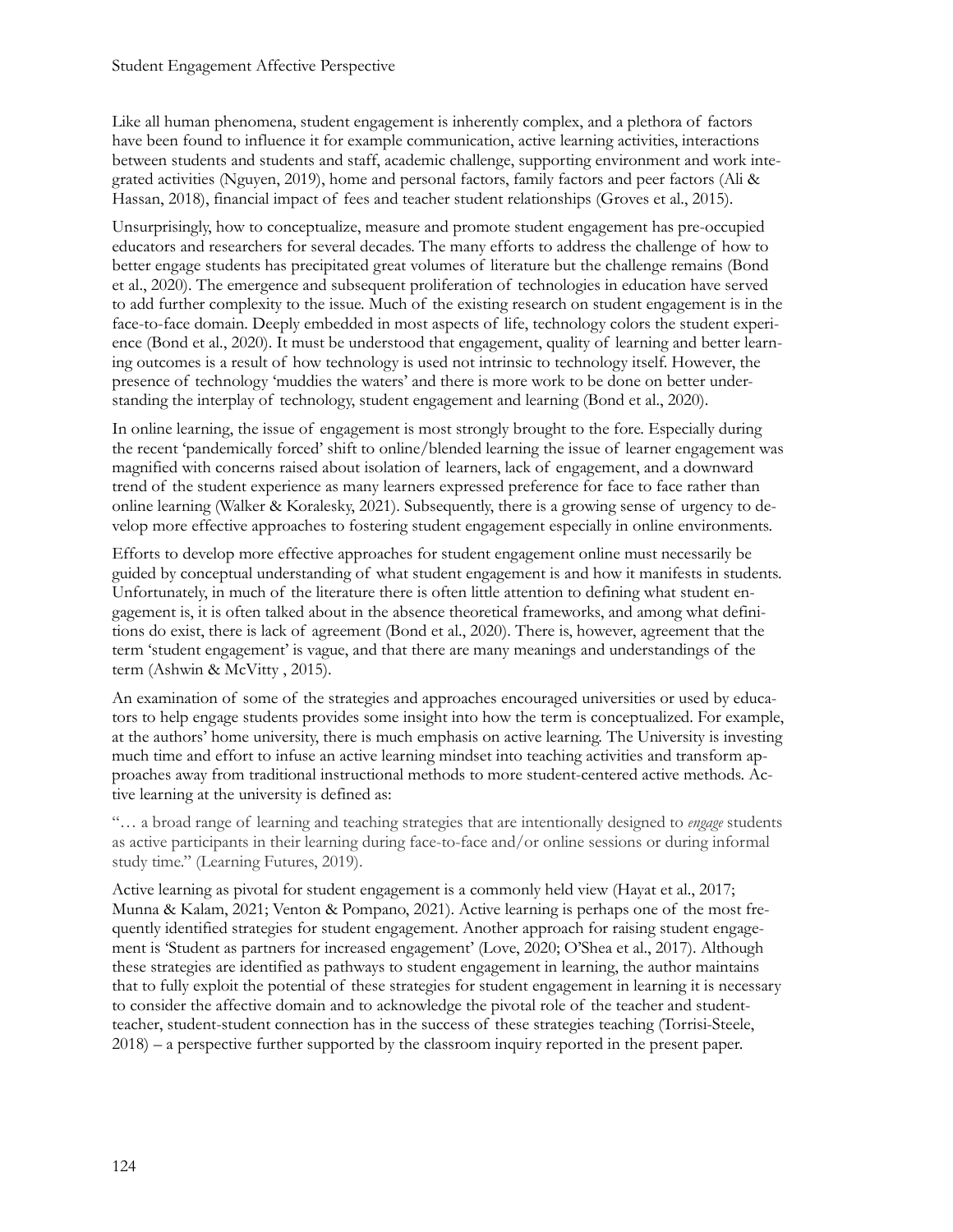Like all human phenomena, student engagement is inherently complex, and a plethora of factors have been found to influence it for example communication, active learning activities, interactions between students and students and staff, academic challenge, supporting environment and work integrated activities (Nguyen, 2019), home and personal factors, family factors and peer factors (Ali & Hassan, 2018), financial impact of fees and teacher student relationships (Groves et al., 2015).

Unsurprisingly, how to conceptualize, measure and promote student engagement has pre-occupied educators and researchers for several decades. The many efforts to address the challenge of how to better engage students has precipitated great volumes of literature but the challenge remains (Bond et al., 2020). The emergence and subsequent proliferation of technologies in education have served to add further complexity to the issue. Much of the existing research on student engagement is in the face-to-face domain. Deeply embedded in most aspects of life, technology colors the student experience (Bond et al., 2020). It must be understood that engagement, quality of learning and better learning outcomes is a result of how technology is used not intrinsic to technology itself. However, the presence of technology 'muddies the waters' and there is more work to be done on better understanding the interplay of technology, student engagement and learning (Bond et al., 2020).

In online learning, the issue of engagement is most strongly brought to the fore. Especially during the recent 'pandemically forced' shift to online/blended learning the issue of learner engagement was magnified with concerns raised about isolation of learners, lack of engagement, and a downward trend of the student experience as many learners expressed preference for face to face rather than online learning (Walker & Koralesky, 2021). Subsequently, there is a growing sense of urgency to develop more effective approaches to fostering student engagement especially in online environments.

Efforts to develop more effective approaches for student engagement online must necessarily be guided by conceptual understanding of what student engagement is and how it manifests in students. Unfortunately, in much of the literature there is often little attention to defining what student engagement is, it is often talked about in the absence theoretical frameworks, and among what definitions do exist, there is lack of agreement (Bond et al., 2020). There is, however, agreement that the term 'student engagement' is vague, and that there are many meanings and understandings of the term (Ashwin & McVitty , 2015).

An examination of some of the strategies and approaches encouraged universities or used by educators to help engage students provides some insight into how the term is conceptualized. For example, at the authors' home university, there is much emphasis on active learning. The University is investing much time and effort to infuse an active learning mindset into teaching activities and transform approaches away from traditional instructional methods to more student-centered active methods. Active learning at the university is defined as:

"… a broad range of learning and teaching strategies that are intentionally designed to *engage* students as active participants in their learning during face-to-face and/or online sessions or during informal study time." (Learning Futures, 2019).

Active learning as pivotal for student engagement is a commonly held view (Hayat et al., 2017; Munna & Kalam, 2021; Venton & Pompano, 2021). Active learning is perhaps one of the most frequently identified strategies for student engagement. Another approach for raising student engagement is 'Student as partners for increased engagement' (Love, 2020; O'Shea et al., 2017). Although these strategies are identified as pathways to student engagement in learning, the author maintains that to fully exploit the potential of these strategies for student engagement in learning it is necessary to consider the affective domain and to acknowledge the pivotal role of the teacher and student-teacher, student-student connection has in the success of these strategies teaching (Torrisi-Steele, 2018) – a perspective further supported by the classroom inquiry reported in the present paper.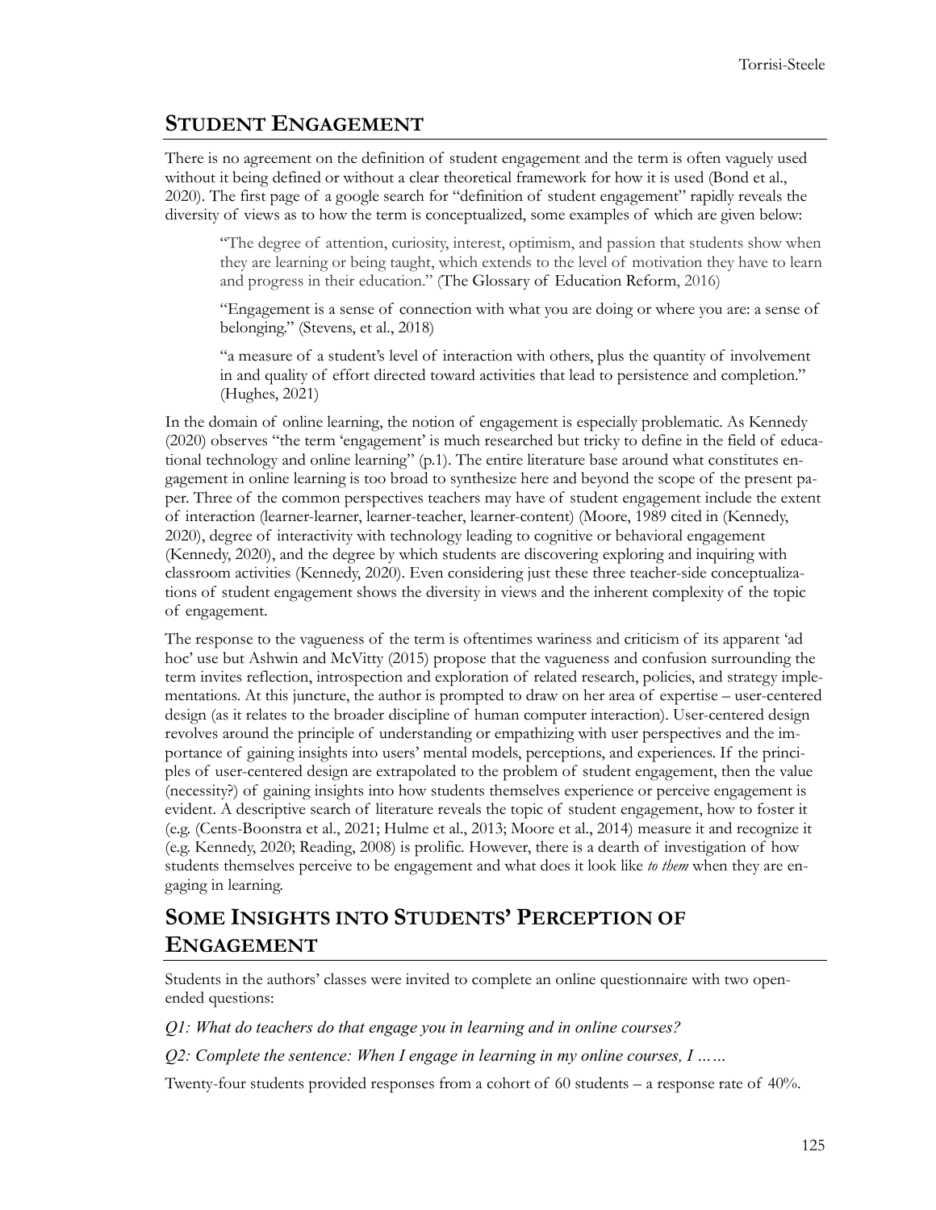## Student Engagement

There is no agreement on the definition of student engagement and the term is often vaguely used without it being defined or without a clear theoretical framework for how it is used (Bond et al., 2020). The first page of a google search for "definition of student engagement" rapidly reveals the diversity of views as to how the term is conceptualized, some examples of which are given below:

> "The degree of attention, curiosity, interest, optimism, and passion that students show when they are learning or being taught, which extends to the level of motivation they have to learn and progress in their education." (The Glossary of Education Reform, 2016)
>
> "Engagement is a sense of connection with what you are doing or where you are: a sense of belonging." (Stevens, et al., 2018)
>
> "a measure of a student's level of interaction with others, plus the quantity of involvement in and quality of effort directed toward activities that lead to persistence and completion." (Hughes, 2021)

In the domain of online learning, the notion of engagement is especially problematic. As Kennedy (2020) observes "the term 'engagement' is much researched but tricky to define in the field of educational technology and online learning" (p.1). The entire literature base around what constitutes engagement in online learning is too broad to synthesize here and beyond the scope of the present paper. Three of the common perspectives teachers may have of student engagement include the extent of interaction (learner-learner, learner-teacher, learner-content) (Moore, 1989 cited in (Kennedy, 2020), degree of interactivity with technology leading to cognitive or behavioral engagement (Kennedy, 2020), and the degree by which students are discovering exploring and inquiring with classroom activities (Kennedy, 2020). Even considering just these three teacher-side conceptualizations of student engagement shows the diversity in views and the inherent complexity of the topic of engagement.

The response to the vagueness of the term is oftentimes wariness and criticism of its apparent 'ad hoc' use but Ashwin and McVitty (2015) propose that the vagueness and confusion surrounding the term invites reflection, introspection and exploration of related research, policies, and strategy implementations. At this juncture, the author is prompted to draw on her area of expertise – user-centered design (as it relates to the broader discipline of human computer interaction). User-centered design revolves around the principle of understanding or empathizing with user perspectives and the importance of gaining insights into users' mental models, perceptions, and experiences. If the principles of user-centered design are extrapolated to the problem of student engagement, then the value (necessity?) of gaining insights into how students themselves experience or perceive engagement is evident. A descriptive search of literature reveals the topic of student engagement, how to foster it (e.g. (Cents-Boonstra et al., 2021; Hulme et al., 2013; Moore et al., 2014) measure it and recognize it (e.g. Kennedy, 2020; Reading, 2008) is prolific. However, there is a dearth of investigation of how students themselves perceive to be engagement and what does it look like *to them* when they are engaging in learning.

## Some Insights into Students' Perception of Engagement

Students in the authors' classes were invited to complete an online questionnaire with two open-ended questions:

*Q1: What do teachers do that engage you in learning and in online courses?*

*Q2: Complete the sentence: When I engage in learning in my online courses, I ……*

Twenty-four students provided responses from a cohort of 60 students – a response rate of 40%.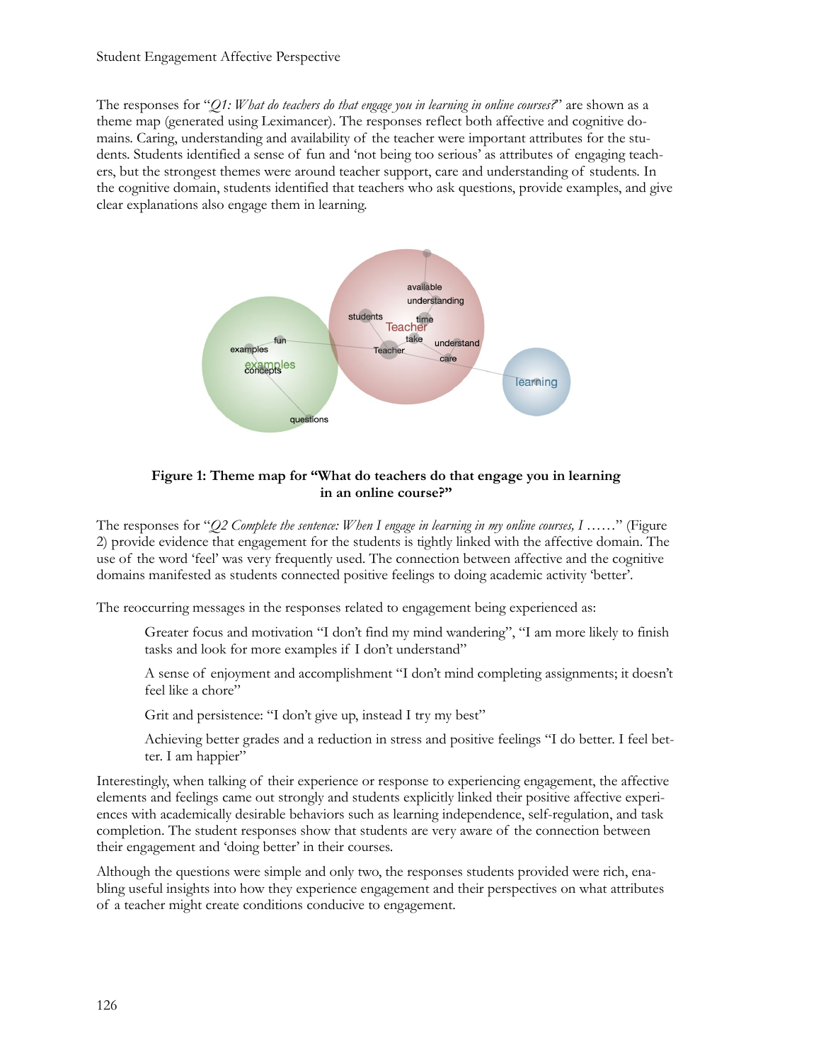The responses for "*Q1: What do teachers do that engage you in learning in online courses?*" are shown as a theme map (generated using Leximancer). The responses reflect both affective and cognitive domains. Caring, understanding and availability of the teacher were important attributes for the students. Students identified a sense of fun and 'not being too serious' as attributes of engaging teachers, but the strongest themes were around teacher support, care and understanding of students. In the cognitive domain, students identified that teachers who ask questions, provide examples, and give clear explanations also engage them in learning.

**Figure 1: Theme map for "What do teachers do that engage you in learning in an online course?"**

The responses for "*Q2 Complete the sentence: When I engage in learning in my online courses, I ……*" (Figure 2) provide evidence that engagement for the students is tightly linked with the affective domain. The use of the word 'feel' was very frequently used. The connection between affective and the cognitive domains manifested as students connected positive feelings to doing academic activity 'better'.

The reoccurring messages in the responses related to engagement being experienced as:

> Greater focus and motivation "I don't find my mind wandering", "I am more likely to finish tasks and look for more examples if I don't understand"
>
> A sense of enjoyment and accomplishment "I don't mind completing assignments; it doesn't feel like a chore"
>
> Grit and persistence: "I don't give up, instead I try my best"
>
> Achieving better grades and a reduction in stress and positive feelings "I do better. I feel better. I am happier"

Interestingly, when talking of their experience or response to experiencing engagement, the affective elements and feelings came out strongly and students explicitly linked their positive affective experiences with academically desirable behaviors such as learning independence, self-regulation, and task completion. The student responses show that students are very aware of the connection between their engagement and 'doing better' in their courses.

Although the questions were simple and only two, the responses students provided were rich, enabling useful insights into how they experience engagement and their perspectives on what attributes of a teacher might create conditions conducive to engagement.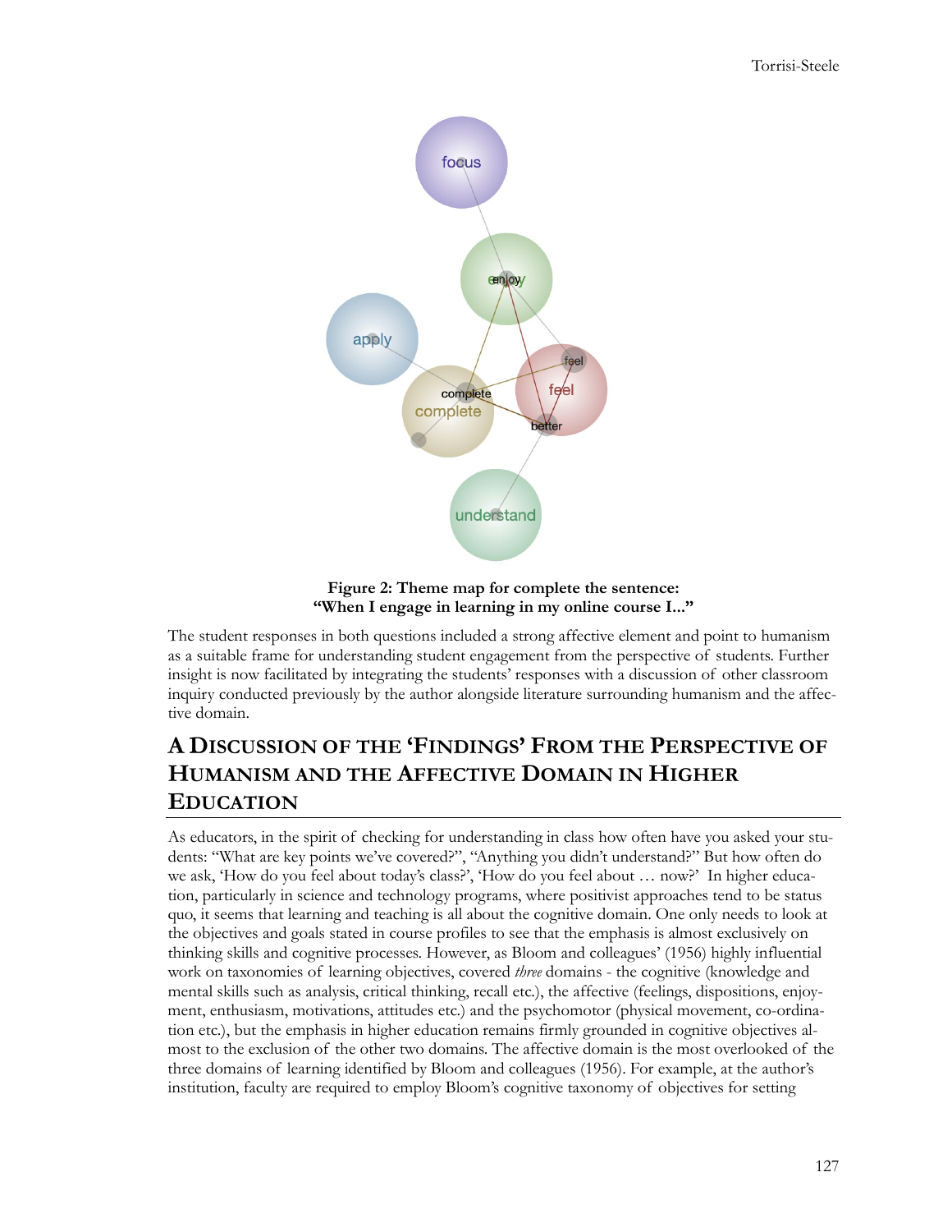**Figure 2: Theme map for complete the sentence: "When I engage in learning in my online course I..."**

The student responses in both questions included a strong affective element and point to humanism as a suitable frame for understanding student engagement from the perspective of students. Further insight is now facilitated by integrating the students' responses with a discussion of other classroom inquiry conducted previously by the author alongside literature surrounding humanism and the affective domain.

## A Discussion of the 'Findings' From the Perspective of Humanism and the Affective Domain in Higher Education

As educators, in the spirit of checking for understanding in class how often have you asked your students: "What are key points we've covered?", "Anything you didn't understand?" But how often do we ask, 'How do you feel about today's class?', 'How do you feel about … now?' In higher education, particularly in science and technology programs, where positivist approaches tend to be status quo, it seems that learning and teaching is all about the cognitive domain. One only needs to look at the objectives and goals stated in course profiles to see that the emphasis is almost exclusively on thinking skills and cognitive processes. However, as Bloom and colleagues' (1956) highly influential work on taxonomies of learning objectives, covered *three* domains - the cognitive (knowledge and mental skills such as analysis, critical thinking, recall etc.), the affective (feelings, dispositions, enjoyment, enthusiasm, motivations, attitudes etc.) and the psychomotor (physical movement, co-ordination etc.), but the emphasis in higher education remains firmly grounded in cognitive objectives almost to the exclusion of the other two domains. The affective domain is the most overlooked of the three domains of learning identified by Bloom and colleagues (1956). For example, at the author's institution, faculty are required to employ Bloom's cognitive taxonomy of objectives for setting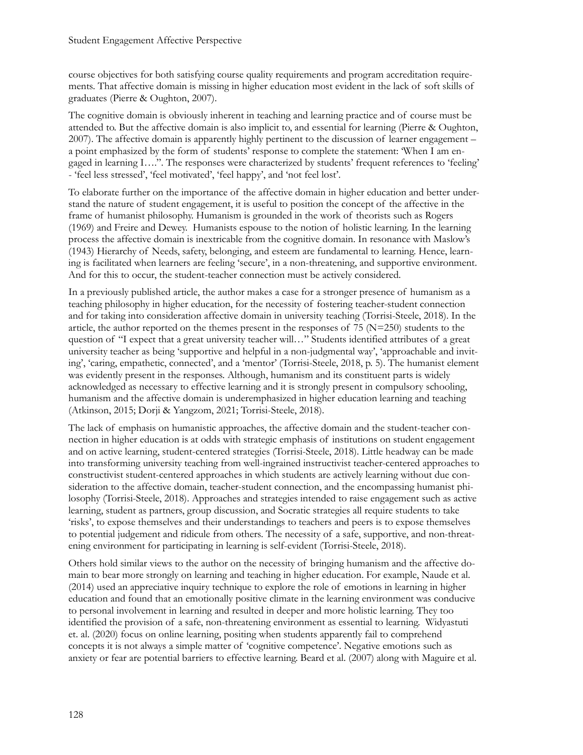course objectives for both satisfying course quality requirements and program accreditation requirements. That affective domain is missing in higher education most evident in the lack of soft skills of graduates (Pierre & Oughton, 2007).

The cognitive domain is obviously inherent in teaching and learning practice and of course must be attended to. But the affective domain is also implicit to, and essential for learning (Pierre & Oughton, 2007). The affective domain is apparently highly pertinent to the discussion of learner engagement – a point emphasized by the form of students' response to complete the statement: 'When I am engaged in learning I….". The responses were characterized by students' frequent references to 'feeling' - 'feel less stressed', 'feel motivated', 'feel happy', and 'not feel lost'.

To elaborate further on the importance of the affective domain in higher education and better understand the nature of student engagement, it is useful to position the concept of the affective in the frame of humanist philosophy. Humanism is grounded in the work of theorists such as Rogers (1969) and Freire and Dewey. Humanists espouse to the notion of holistic learning. In the learning process the affective domain is inextricable from the cognitive domain. In resonance with Maslow's (1943) Hierarchy of Needs, safety, belonging, and esteem are fundamental to learning. Hence, learning is facilitated when learners are feeling 'secure', in a non-threatening, and supportive environment. And for this to occur, the student-teacher connection must be actively considered.

In a previously published article, the author makes a case for a stronger presence of humanism as a teaching philosophy in higher education, for the necessity of fostering teacher-student connection and for taking into consideration affective domain in university teaching (Torrisi-Steele, 2018). In the article, the author reported on the themes present in the responses of 75 (N=250) students to the question of "I expect that a great university teacher will…" Students identified attributes of a great university teacher as being 'supportive and helpful in a non-judgmental way', 'approachable and inviting', 'caring, empathetic, connected', and a 'mentor' (Torrisi-Steele, 2018, p. 5). The humanist element was evidently present in the responses. Although, humanism and its constituent parts is widely acknowledged as necessary to effective learning and it is strongly present in compulsory schooling, humanism and the affective domain is underemphasized in higher education learning and teaching (Atkinson, 2015; Dorji & Yangzom, 2021; Torrisi-Steele, 2018).

The lack of emphasis on humanistic approaches, the affective domain and the student-teacher connection in higher education is at odds with strategic emphasis of institutions on student engagement and on active learning, student-centered strategies (Torrisi-Steele, 2018). Little headway can be made into transforming university teaching from well-ingrained instructivist teacher-centered approaches to constructivist student-centered approaches in which students are actively learning without due consideration to the affective domain, teacher-student connection, and the encompassing humanist philosophy (Torrisi-Steele, 2018). Approaches and strategies intended to raise engagement such as active learning, student as partners, group discussion, and Socratic strategies all require students to take 'risks', to expose themselves and their understandings to teachers and peers is to expose themselves to potential judgement and ridicule from others. The necessity of a safe, supportive, and non-threatening environment for participating in learning is self-evident (Torrisi-Steele, 2018).

Others hold similar views to the author on the necessity of bringing humanism and the affective domain to bear more strongly on learning and teaching in higher education. For example, Naude et al. (2014) used an appreciative inquiry technique to explore the role of emotions in learning in higher education and found that an emotionally positive climate in the learning environment was conducive to personal involvement in learning and resulted in deeper and more holistic learning. They too identified the provision of a safe, non-threatening environment as essential to learning. Widyastuti et. al. (2020) focus on online learning, positing when students apparently fail to comprehend concepts it is not always a simple matter of 'cognitive competence'. Negative emotions such as anxiety or fear are potential barriers to effective learning. Beard et al. (2007) along with Maguire et al.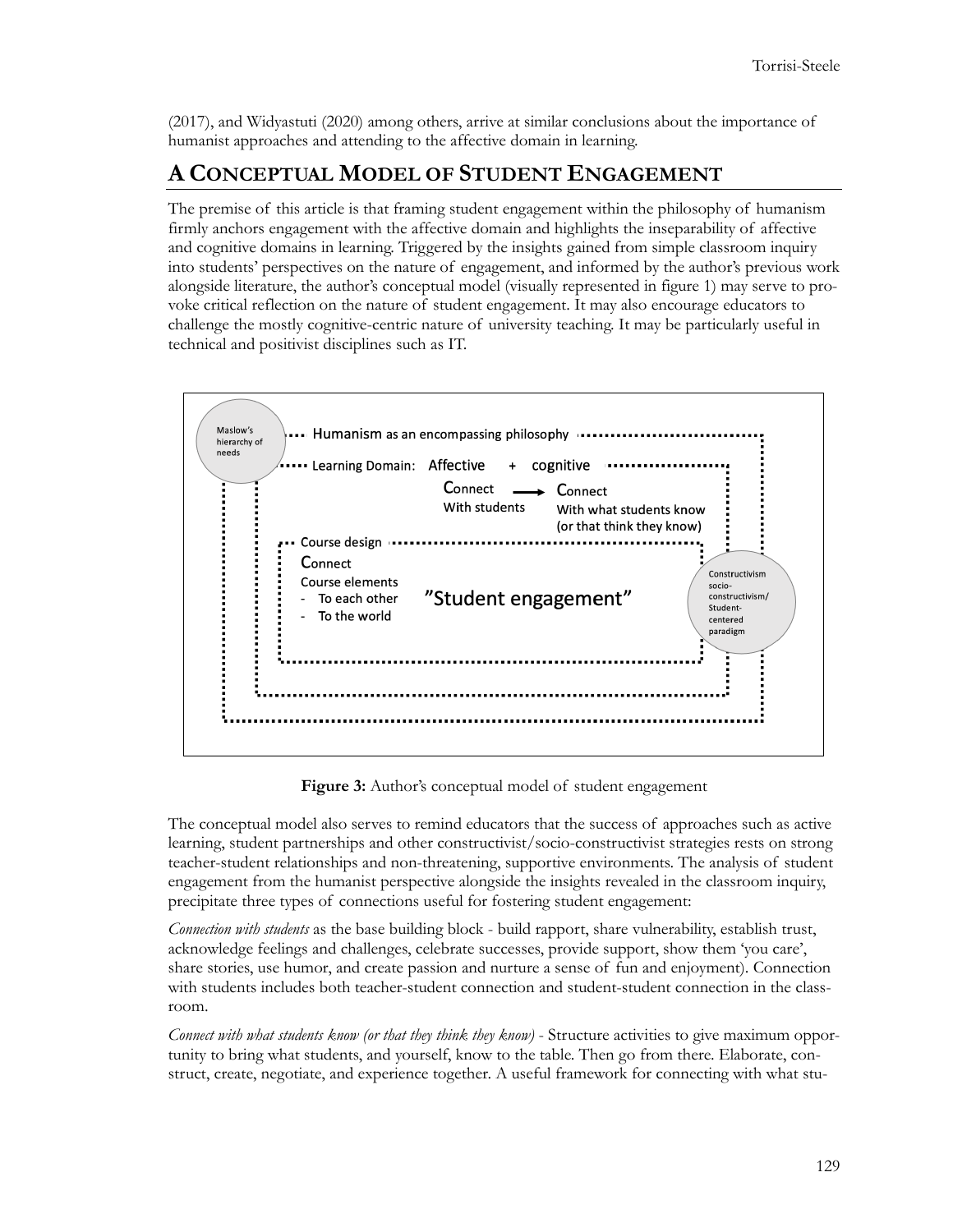(2017), and Widyastuti (2020) among others, arrive at similar conclusions about the importance of humanist approaches and attending to the affective domain in learning.

## A CONCEPTUAL MODEL OF STUDENT ENGAGEMENT

The premise of this article is that framing student engagement within the philosophy of humanism firmly anchors engagement with the affective domain and highlights the inseparability of affective and cognitive domains in learning. Triggered by the insights gained from simple classroom inquiry into students' perspectives on the nature of engagement, and informed by the author's previous work alongside literature, the author's conceptual model (visually represented in figure 1) may serve to provoke critical reflection on the nature of student engagement. It may also encourage educators to challenge the mostly cognitive-centric nature of university teaching. It may be particularly useful in technical and positivist disciplines such as IT.

**Figure 3:** Author's conceptual model of student engagement

The conceptual model also serves to remind educators that the success of approaches such as active learning, student partnerships and other constructivist/socio-constructivist strategies rests on strong teacher-student relationships and non-threatening, supportive environments. The analysis of student engagement from the humanist perspective alongside the insights revealed in the classroom inquiry, precipitate three types of connections useful for fostering student engagement:

*Connection with students* as the base building block - build rapport, share vulnerability, establish trust, acknowledge feelings and challenges, celebrate successes, provide support, show them 'you care', share stories, use humor, and create passion and nurture a sense of fun and enjoyment). Connection with students includes both teacher-student connection and student-student connection in the classroom.

*Connect with what students know (or that they think they know)* - Structure activities to give maximum opportunity to bring what students, and yourself, know to the table. Then go from there. Elaborate, construct, create, negotiate, and experience together. A useful framework for connecting with what stu-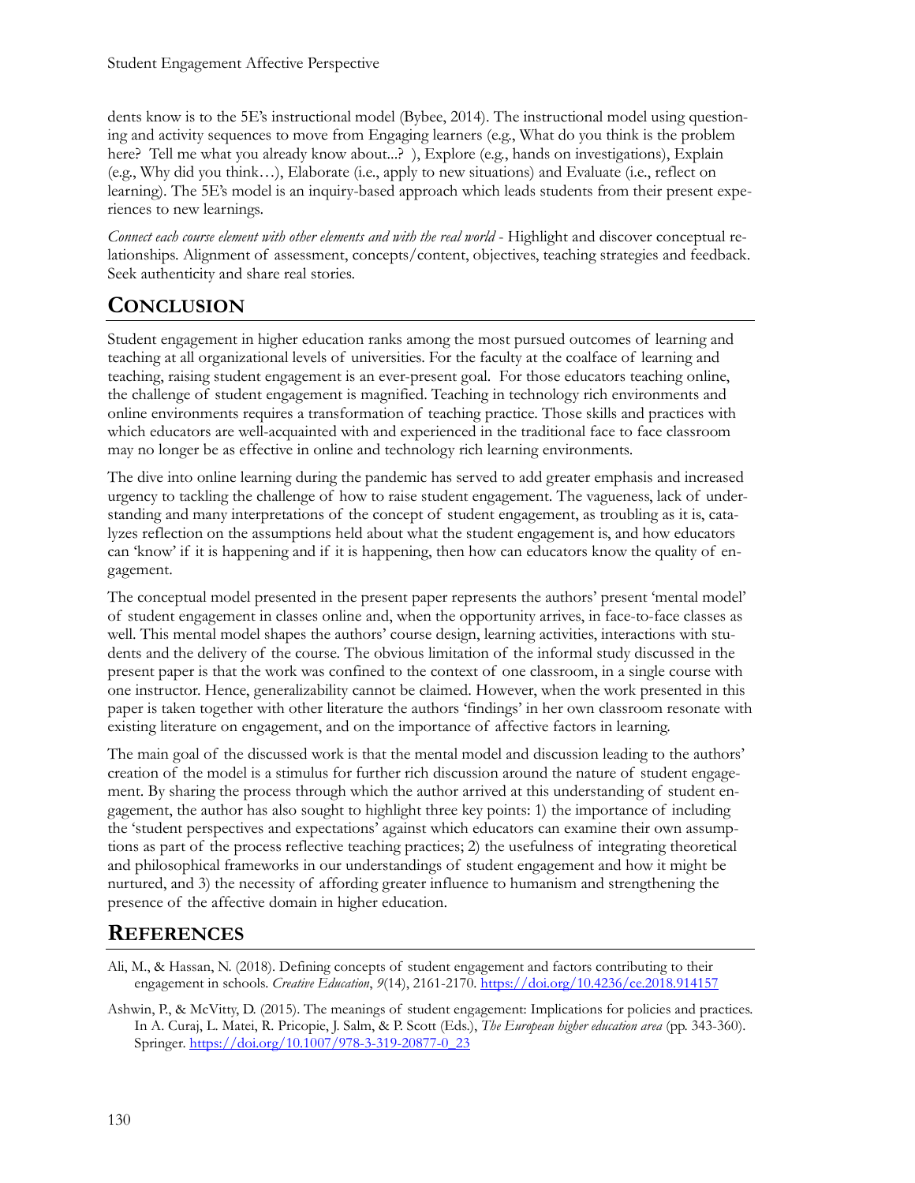dents know is to the 5E's instructional model (Bybee, 2014). The instructional model using questioning and activity sequences to move from Engaging learners (e.g., What do you think is the problem here? Tell me what you already know about...? ), Explore (e.g., hands on investigations), Explain (e.g., Why did you think…), Elaborate (i.e., apply to new situations) and Evaluate (i.e., reflect on learning). The 5E's model is an inquiry-based approach which leads students from their present experiences to new learnings.

*Connect each course element with other elements and with the real world* - Highlight and discover conceptual relationships. Alignment of assessment, concepts/content, objectives, teaching strategies and feedback. Seek authenticity and share real stories.

## CONCLUSION

Student engagement in higher education ranks among the most pursued outcomes of learning and teaching at all organizational levels of universities. For the faculty at the coalface of learning and teaching, raising student engagement is an ever-present goal. For those educators teaching online, the challenge of student engagement is magnified. Teaching in technology rich environments and online environments requires a transformation of teaching practice. Those skills and practices with which educators are well-acquainted with and experienced in the traditional face to face classroom may no longer be as effective in online and technology rich learning environments.

The dive into online learning during the pandemic has served to add greater emphasis and increased urgency to tackling the challenge of how to raise student engagement. The vagueness, lack of understanding and many interpretations of the concept of student engagement, as troubling as it is, catalyzes reflection on the assumptions held about what the student engagement is, and how educators can 'know' if it is happening and if it is happening, then how can educators know the quality of engagement.

The conceptual model presented in the present paper represents the authors' present 'mental model' of student engagement in classes online and, when the opportunity arrives, in face-to-face classes as well. This mental model shapes the authors' course design, learning activities, interactions with students and the delivery of the course. The obvious limitation of the informal study discussed in the present paper is that the work was confined to the context of one classroom, in a single course with one instructor. Hence, generalizability cannot be claimed. However, when the work presented in this paper is taken together with other literature the authors 'findings' in her own classroom resonate with existing literature on engagement, and on the importance of affective factors in learning.

The main goal of the discussed work is that the mental model and discussion leading to the authors' creation of the model is a stimulus for further rich discussion around the nature of student engagement. By sharing the process through which the author arrived at this understanding of student engagement, the author has also sought to highlight three key points: 1) the importance of including the 'student perspectives and expectations' against which educators can examine their own assumptions as part of the process reflective teaching practices; 2) the usefulness of integrating theoretical and philosophical frameworks in our understandings of student engagement and how it might be nurtured, and 3) the necessity of affording greater influence to humanism and strengthening the presence of the affective domain in higher education.

## REFERENCES

Ali, M., & Hassan, N. (2018). Defining concepts of student engagement and factors contributing to their engagement in schools. *Creative Education*, *9*(14), 2161-2170. https://doi.org/10.4236/ce.2018.914157

Ashwin, P., & McVitty, D. (2015). The meanings of student engagement: Implications for policies and practices. In A. Curaj, L. Matei, R. Pricopie, J. Salm, & P. Scott (Eds.), *The European higher education area* (pp. 343-360). Springer. https://doi.org/10.1007/978-3-319-20877-0_23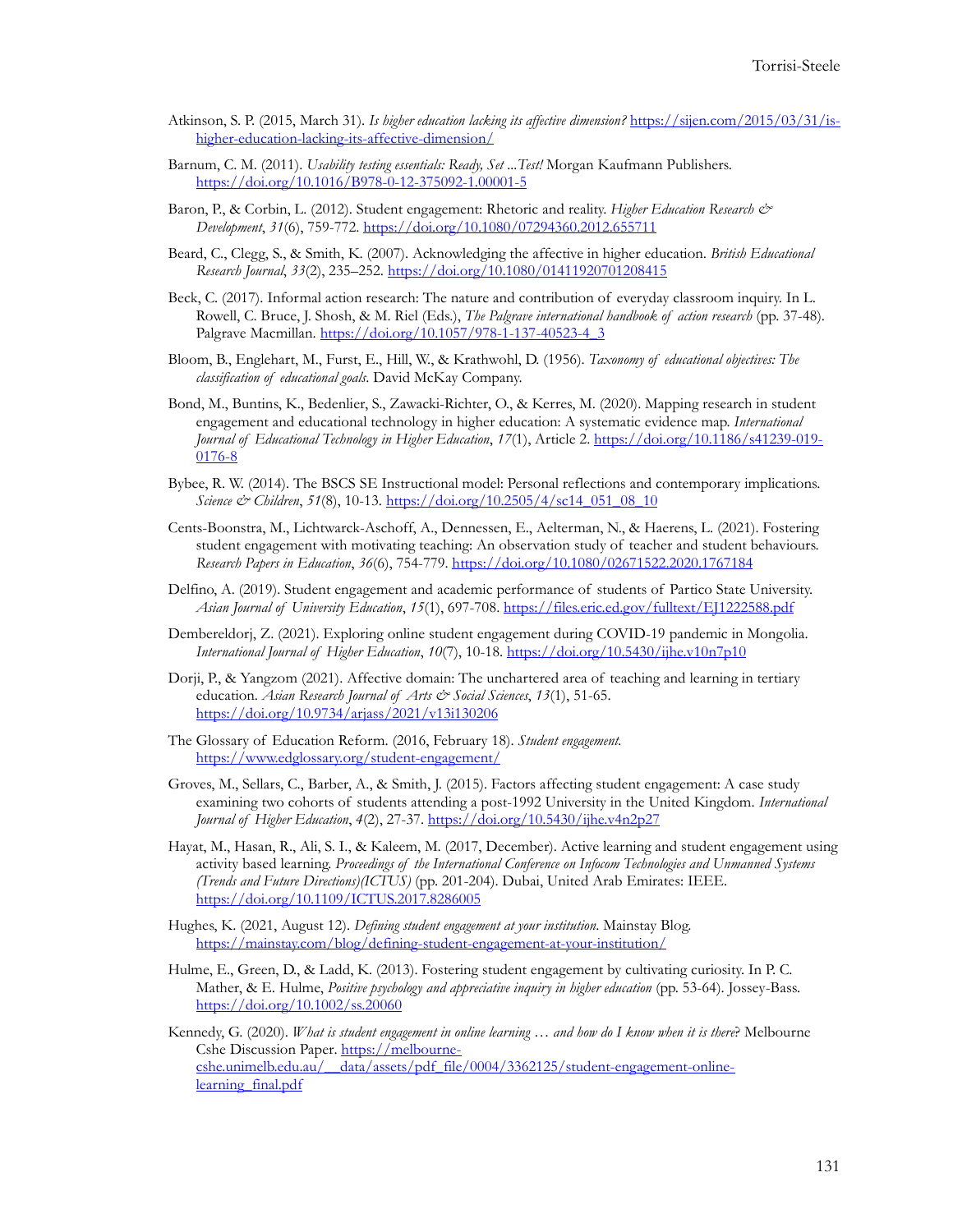Atkinson, S. P. (2015, March 31). *Is higher education lacking its affective dimension?* https://sijen.com/2015/03/31/is-higher-education-lacking-its-affective-dimension/

Barnum, C. M. (2011). *Usability testing essentials: Ready, Set ...Test!* Morgan Kaufmann Publishers. https://doi.org/10.1016/B978-0-12-375092-1.00001-5

Baron, P., & Corbin, L. (2012). Student engagement: Rhetoric and reality. *Higher Education Research & Development*, *31*(6), 759-772. https://doi.org/10.1080/07294360.2012.655711

Beard, C., Clegg, S., & Smith, K. (2007). Acknowledging the affective in higher education. *British Educational Research Journal*, *33*(2), 235–252. https://doi.org/10.1080/01411920701208415

Beck, C. (2017). Informal action research: The nature and contribution of everyday classroom inquiry. In L. Rowell, C. Bruce, J. Shosh, & M. Riel (Eds.), *The Palgrave international handbook of action research* (pp. 37-48). Palgrave Macmillan. https://doi.org/10.1057/978-1-137-40523-4_3

Bloom, B., Englehart, M., Furst, E., Hill, W., & Krathwohl, D. (1956). *Taxonomy of educational objectives: The classification of educational goals*. David McKay Company.

Bond, M., Buntins, K., Bedenlier, S., Zawacki-Richter, O., & Kerres, M. (2020). Mapping research in student engagement and educational technology in higher education: A systematic evidence map. *International Journal of Educational Technology in Higher Education*, *17*(1), Article 2. https://doi.org/10.1186/s41239-019-0176-8

Bybee, R. W. (2014). The BSCS SE Instructional model: Personal reflections and contemporary implications. *Science & Children*, *51*(8), 10-13. https://doi.org/10.2505/4/sc14_051_08_10

Cents-Boonstra, M., Lichtwarck-Aschoff, A., Dennessen, E., Aelterman, N., & Haerens, L. (2021). Fostering student engagement with motivating teaching: An observation study of teacher and student behaviours. *Research Papers in Education*, *36*(6), 754-779. https://doi.org/10.1080/02671522.2020.1767184

Delfino, A. (2019). Student engagement and academic performance of students of Partico State University. *Asian Journal of University Education*, *15*(1), 697-708. https://files.eric.ed.gov/fulltext/EJ1222588.pdf

Dembereldorj, Z. (2021). Exploring online student engagement during COVID-19 pandemic in Mongolia. *International Journal of Higher Education*, *10*(7), 10-18. https://doi.org/10.5430/ijhe.v10n7p10

Dorji, P., & Yangzom (2021). Affective domain: The unchartered area of teaching and learning in tertiary education. *Asian Research Journal of Arts & Social Sciences*, *13*(1), 51-65. https://doi.org/10.9734/arjass/2021/v13i130206

The Glossary of Education Reform. (2016, February 18). *Student engagement*. https://www.edglossary.org/student-engagement/

Groves, M., Sellars, C., Barber, A., & Smith, J. (2015). Factors affecting student engagement: A case study examining two cohorts of students attending a post-1992 University in the United Kingdom. *International Journal of Higher Education*, *4*(2), 27-37. https://doi.org/10.5430/ijhe.v4n2p27

Hayat, M., Hasan, R., Ali, S. I., & Kaleem, M. (2017, December). Active learning and student engagement using activity based learning. *Proceedings of the International Conference on Infocom Technologies and Unmanned Systems (Trends and Future Directions)(ICTUS)* (pp. 201-204). Dubai, United Arab Emirates: IEEE. https://doi.org/10.1109/ICTUS.2017.8286005

Hughes, K. (2021, August 12). *Defining student engagement at your institution*. Mainstay Blog. https://mainstay.com/blog/defining-student-engagement-at-your-institution/

Hulme, E., Green, D., & Ladd, K. (2013). Fostering student engagement by cultivating curiosity. In P. C. Mather, & E. Hulme, *Positive psychology and appreciative inquiry in higher education* (pp. 53-64). Jossey-Bass. https://doi.org/10.1002/ss.20060

Kennedy, G. (2020). *What is student engagement in online learning … and how do I know when it is there*? Melbourne Cshe Discussion Paper. https://melbourne-cshe.unimelb.edu.au/__data/assets/pdf_file/0004/3362125/student-engagement-online-learning_final.pdf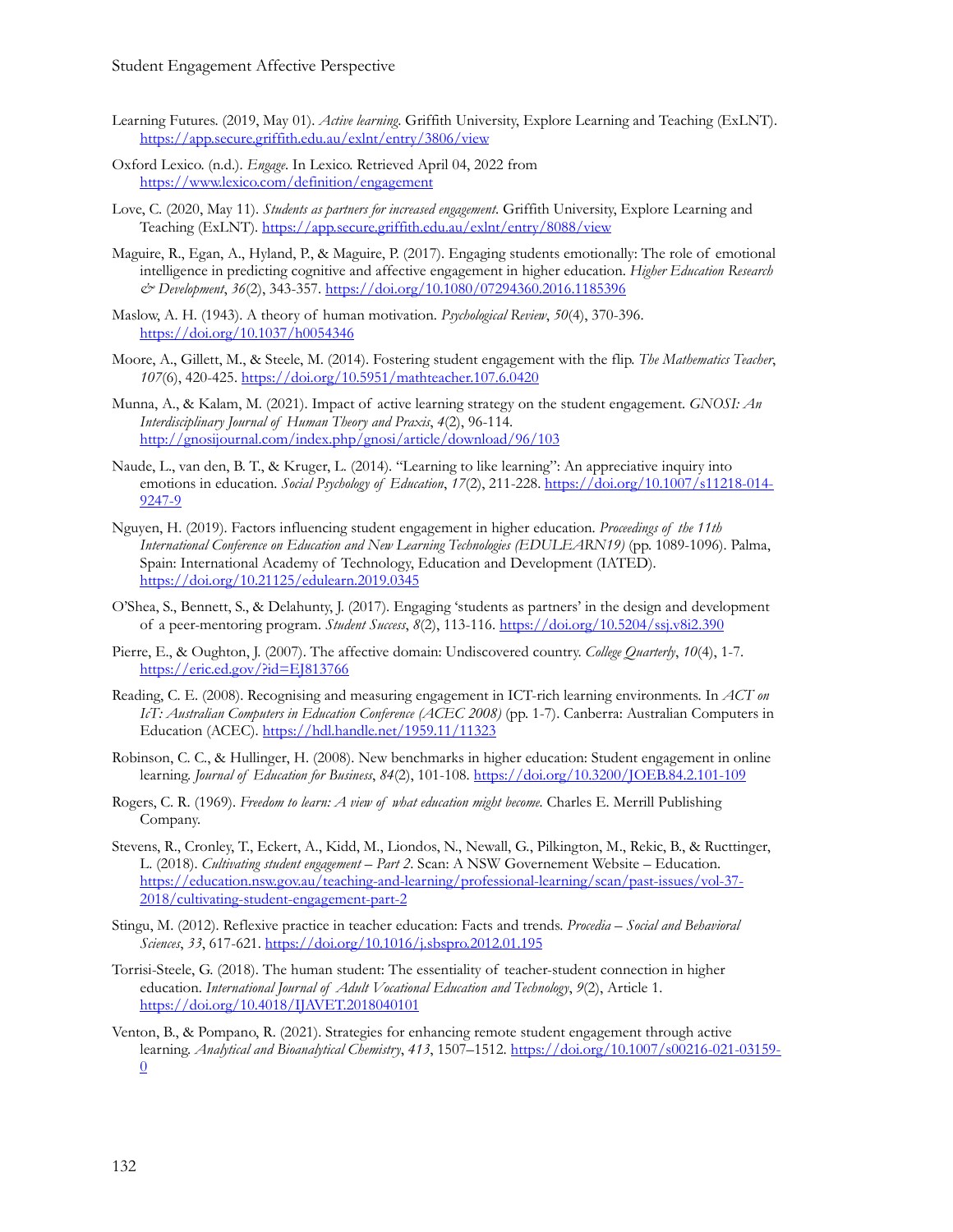Learning Futures. (2019, May 01). *Active learning*. Griffith University, Explore Learning and Teaching (ExLNT). https://app.secure.griffith.edu.au/exlnt/entry/3806/view

Oxford Lexico. (n.d.). *Engage*. In Lexico. Retrieved April 04, 2022 from https://www.lexico.com/definition/engagement

Love, C. (2020, May 11). *Students as partners for increased engagement*. Griffith University, Explore Learning and Teaching (ExLNT). https://app.secure.griffith.edu.au/exlnt/entry/8088/view

Maguire, R., Egan, A., Hyland, P., & Maguire, P. (2017). Engaging students emotionally: The role of emotional intelligence in predicting cognitive and affective engagement in higher education. *Higher Education Research & Development*, *36*(2), 343-357. https://doi.org/10.1080/07294360.2016.1185396

Maslow, A. H. (1943). A theory of human motivation. *Psychological Review*, *50*(4), 370-396. https://doi.org/10.1037/h0054346

Moore, A., Gillett, M., & Steele, M. (2014). Fostering student engagement with the flip. *The Mathematics Teacher*, *107*(6), 420-425. https://doi.org/10.5951/mathteacher.107.6.0420

Munna, A., & Kalam, M. (2021). Impact of active learning strategy on the student engagement. *GNOSI: An Interdisciplinary Journal of Human Theory and Praxis*, *4*(2), 96-114. http://gnosijournal.com/index.php/gnosi/article/download/96/103

Naude, L., van den, B. T., & Kruger, L. (2014). "Learning to like learning": An appreciative inquiry into emotions in education. *Social Psychology of Education*, *17*(2), 211-228. https://doi.org/10.1007/s11218-014-9247-9

Nguyen, H. (2019). Factors influencing student engagement in higher education. *Proceedings of the 11th International Conference on Education and New Learning Technologies (EDULEARN19)* (pp. 1089-1096). Palma, Spain: International Academy of Technology, Education and Development (IATED). https://doi.org/10.21125/edulearn.2019.0345

O'Shea, S., Bennett, S., & Delahunty, J. (2017). Engaging 'students as partners' in the design and development of a peer-mentoring program. *Student Success*, *8*(2), 113-116. https://doi.org/10.5204/ssj.v8i2.390

Pierre, E., & Oughton, J. (2007). The affective domain: Undiscovered country. *College Quarterly*, *10*(4), 1-7. https://eric.ed.gov/?id=EJ813766

Reading, C. E. (2008). Recognising and measuring engagement in ICT-rich learning environments. In *ACT on IcT: Australian Computers in Education Conference (ACEC 2008)* (pp. 1-7). Canberra: Australian Computers in Education (ACEC). https://hdl.handle.net/1959.11/11323

Robinson, C. C., & Hullinger, H. (2008). New benchmarks in higher education: Student engagement in online learning. *Journal of Education for Business*, *84*(2), 101-108. https://doi.org/10.3200/JOEB.84.2.101-109

Rogers, C. R. (1969). *Freedom to learn: A view of what education might become*. Charles E. Merrill Publishing Company.

Stevens, R., Cronley, T., Eckert, A., Kidd, M., Liondos, N., Newall, G., Pilkington, M., Rekic, B., & Ructtinger, L. (2018). *Cultivating student engagement – Part 2*. Scan: A NSW Governement Website – Education. https://education.nsw.gov.au/teaching-and-learning/professional-learning/scan/past-issues/vol-37-2018/cultivating-student-engagement-part-2

Stingu, M. (2012). Reflexive practice in teacher education: Facts and trends. *Procedia – Social and Behavioral Sciences*, *33*, 617-621. https://doi.org/10.1016/j.sbspro.2012.01.195

Torrisi-Steele, G. (2018). The human student: The essentiality of teacher-student connection in higher education. *International Journal of Adult Vocational Education and Technology*, *9*(2), Article 1. https://doi.org/10.4018/IJAVET.2018040101

Venton, B., & Pompano, R. (2021). Strategies for enhancing remote student engagement through active learning. *Analytical and Bioanalytical Chemistry*, *413*, 1507–1512. https://doi.org/10.1007/s00216-021-03159-0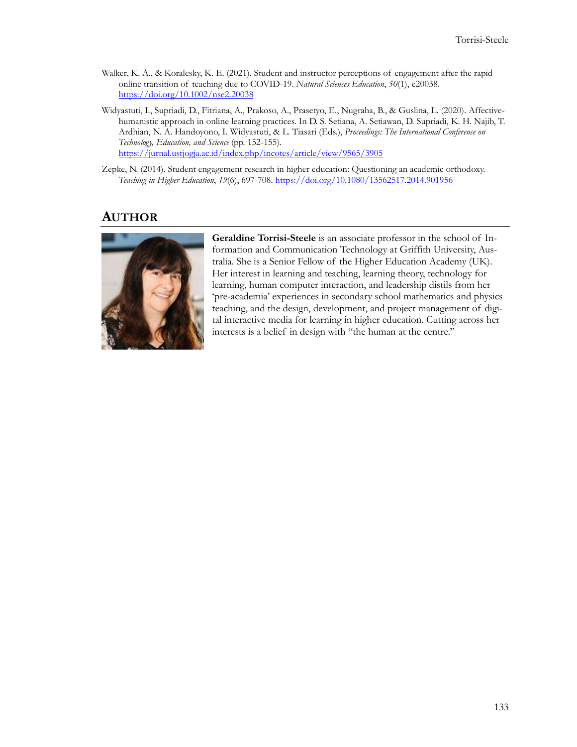Walker, K. A., & Koralesky, K. E. (2021). Student and instructor perceptions of engagement after the rapid online transition of teaching due to COVID-19. *Natural Sciences Education*, *50*(1), e20038. https://doi.org/10.1002/nse2.20038

Widyastuti, I., Supriadi, D., Fitriana, A., Prakoso, A., Prasetyo, E., Nugraha, B., & Guslina, L. (2020). Affective-humanistic approach in online learning practices. In D. S. Setiana, A. Setiawan, D. Supriadi, K. H. Najib, T. Ardhian, N. A. Handoyono, I. Widyastuti, & L. Tiasari (Eds.), *Proceedings: The International Conference on Technology, Education, and Science* (pp. 152-155). https://jurnal.ustjogja.ac.id/index.php/incotes/article/view/9565/3905

Zepke, N. (2014). Student engagement research in higher education: Questioning an academic orthodoxy. *Teaching in Higher Education*, *19*(6), 697-708. https://doi.org/10.1080/13562517.2014.901956

## AUTHOR

**Geraldine Torrisi-Steele** is an associate professor in the school of Information and Communication Technology at Griffith University, Australia. She is a Senior Fellow of the Higher Education Academy (UK). Her interest in learning and teaching, learning theory, technology for learning, human computer interaction, and leadership distils from her 'pre-academia' experiences in secondary school mathematics and physics teaching, and the design, development, and project management of digital interactive media for learning in higher education. Cutting across her interests is a belief in design with "the human at the centre."